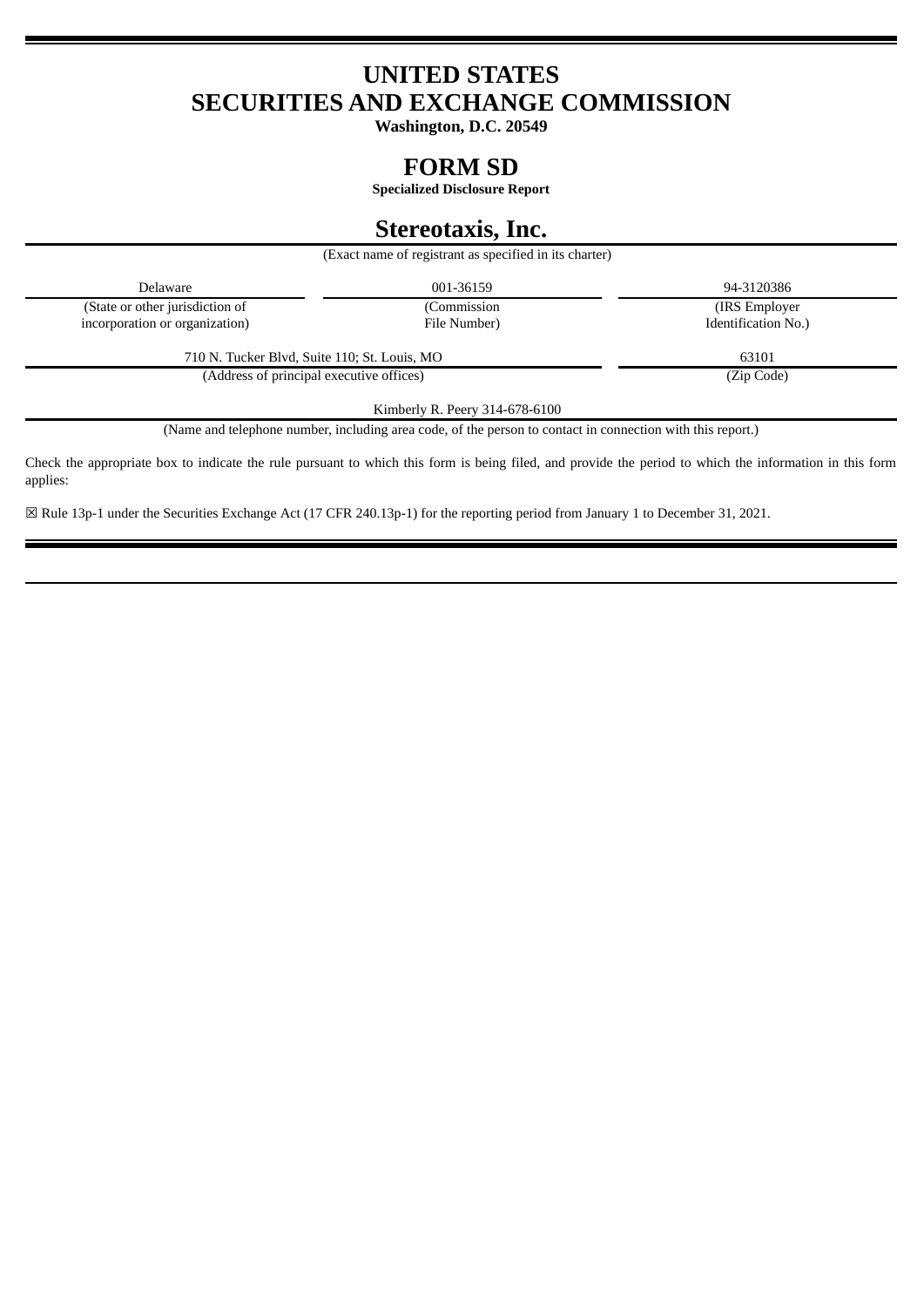# UNITED STATES
# SECURITIES AND EXCHANGE COMMISSION

**Washington, D.C. 20549**

# FORM SD

**Specialized Disclosure Report**

# Stereotaxis, Inc.

(Exact name of registrant as specified in its charter)

| Delaware | 001-36159 | 94-3120386 |
|---|---|---|
| (State or other jurisdiction of incorporation or organization) | (Commission File Number) | (IRS Employer Identification No.) |

| 710 N. Tucker Blvd, Suite 110; St. Louis, MO | 63101 |
|---|---|
| (Address of principal executive offices) | (Zip Code) |

Kimberly R. Peery 314-678-6100

(Name and telephone number, including area code, of the person to contact in connection with this report.)

Check the appropriate box to indicate the rule pursuant to which this form is being filed, and provide the period to which the information in this form applies:

☒ Rule 13p-1 under the Securities Exchange Act (17 CFR 240.13p-1) for the reporting period from January 1 to December 31, 2021.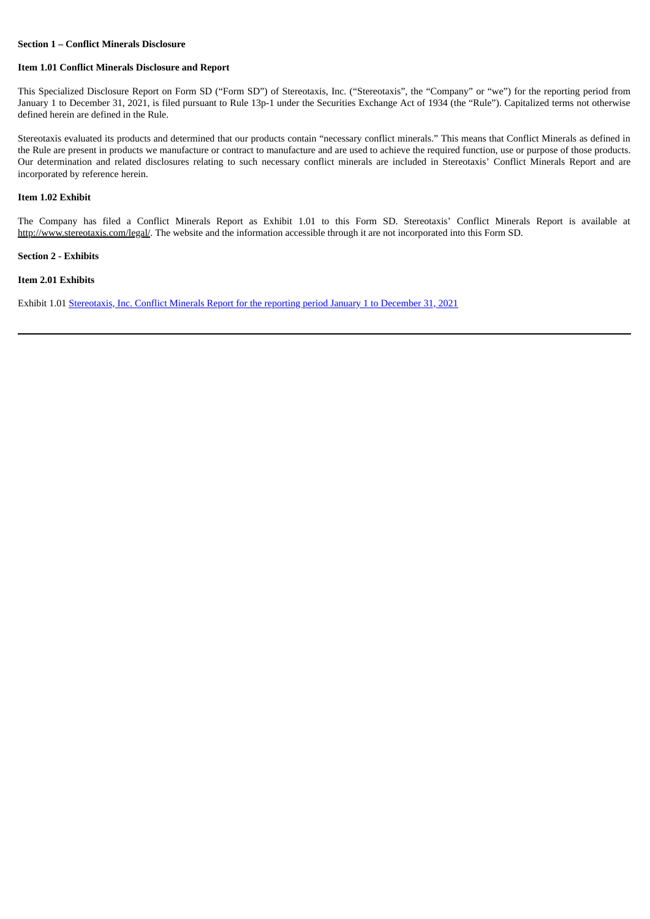**Section 1 – Conflict Minerals Disclosure**

**Item 1.01 Conflict Minerals Disclosure and Report**

This Specialized Disclosure Report on Form SD ("Form SD") of Stereotaxis, Inc. ("Stereotaxis", the "Company" or "we") for the reporting period from January 1 to December 31, 2021, is filed pursuant to Rule 13p-1 under the Securities Exchange Act of 1934 (the "Rule"). Capitalized terms not otherwise defined herein are defined in the Rule.

Stereotaxis evaluated its products and determined that our products contain "necessary conflict minerals." This means that Conflict Minerals as defined in the Rule are present in products we manufacture or contract to manufacture and are used to achieve the required function, use or purpose of those products. Our determination and related disclosures relating to such necessary conflict minerals are included in Stereotaxis' Conflict Minerals Report and are incorporated by reference herein.

**Item 1.02 Exhibit**

The Company has filed a Conflict Minerals Report as Exhibit 1.01 to this Form SD. Stereotaxis' Conflict Minerals Report is available at http://www.stereotaxis.com/legal/. The website and the information accessible through it are not incorporated into this Form SD.

**Section 2 - Exhibits**

**Item 2.01 Exhibits**

Exhibit 1.01 Stereotaxis, Inc. Conflict Minerals Report for the reporting period January 1 to December 31, 2021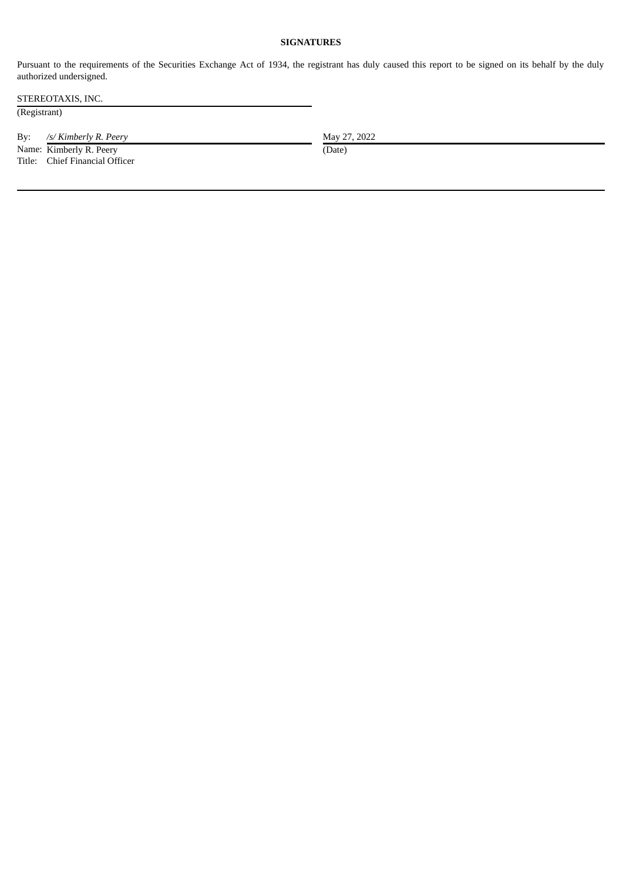**SIGNATURES**

Pursuant to the requirements of the Securities Exchange Act of 1934, the registrant has duly caused this report to be signed on its behalf by the duly authorized undersigned.

STEREOTAXIS, INC.
(Registrant)

| | |
|---|---|
| By: */s/ Kimberly R. Peery* | May 27, 2022 |
| Name: Kimberly R. Peery | (Date) |
| Title: Chief Financial Officer | |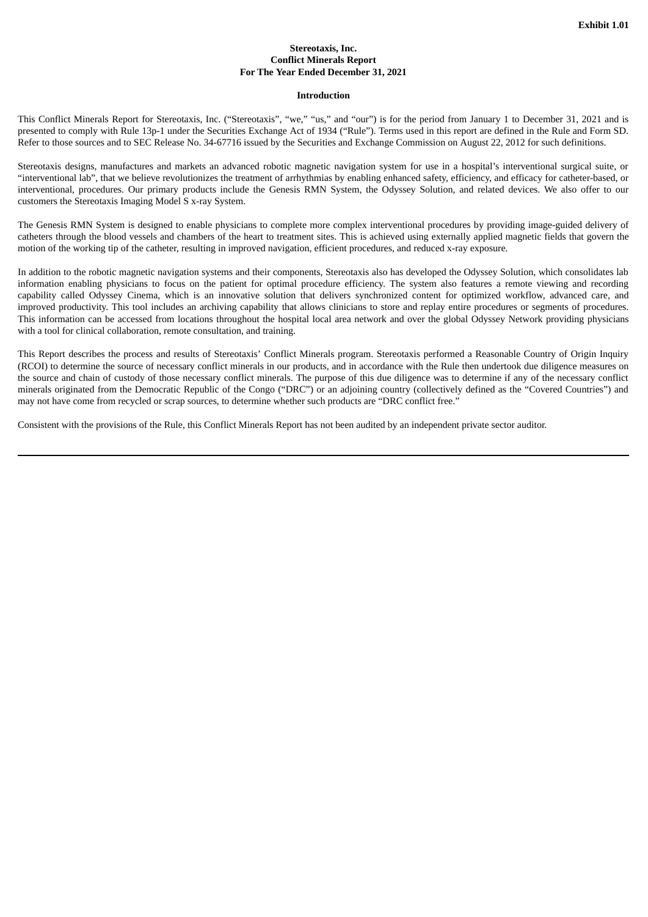Exhibit 1.01

**Stereotaxis, Inc.**
**Conflict Minerals Report**
**For The Year Ended December 31, 2021**

**Introduction**

This Conflict Minerals Report for Stereotaxis, Inc. ("Stereotaxis", "we," "us," and "our") is for the period from January 1 to December 31, 2021 and is presented to comply with Rule 13p-1 under the Securities Exchange Act of 1934 ("Rule"). Terms used in this report are defined in the Rule and Form SD. Refer to those sources and to SEC Release No. 34-67716 issued by the Securities and Exchange Commission on August 22, 2012 for such definitions.

Stereotaxis designs, manufactures and markets an advanced robotic magnetic navigation system for use in a hospital's interventional surgical suite, or "interventional lab", that we believe revolutionizes the treatment of arrhythmias by enabling enhanced safety, efficiency, and efficacy for catheter-based, or interventional, procedures. Our primary products include the Genesis RMN System, the Odyssey Solution, and related devices. We also offer to our customers the Stereotaxis Imaging Model S x-ray System.

The Genesis RMN System is designed to enable physicians to complete more complex interventional procedures by providing image-guided delivery of catheters through the blood vessels and chambers of the heart to treatment sites. This is achieved using externally applied magnetic fields that govern the motion of the working tip of the catheter, resulting in improved navigation, efficient procedures, and reduced x-ray exposure.

In addition to the robotic magnetic navigation systems and their components, Stereotaxis also has developed the Odyssey Solution, which consolidates lab information enabling physicians to focus on the patient for optimal procedure efficiency. The system also features a remote viewing and recording capability called Odyssey Cinema, which is an innovative solution that delivers synchronized content for optimized workflow, advanced care, and improved productivity. This tool includes an archiving capability that allows clinicians to store and replay entire procedures or segments of procedures. This information can be accessed from locations throughout the hospital local area network and over the global Odyssey Network providing physicians with a tool for clinical collaboration, remote consultation, and training.

This Report describes the process and results of Stereotaxis' Conflict Minerals program. Stereotaxis performed a Reasonable Country of Origin Inquiry (RCOI) to determine the source of necessary conflict minerals in our products, and in accordance with the Rule then undertook due diligence measures on the source and chain of custody of those necessary conflict minerals. The purpose of this due diligence was to determine if any of the necessary conflict minerals originated from the Democratic Republic of the Congo ("DRC") or an adjoining country (collectively defined as the "Covered Countries") and may not have come from recycled or scrap sources, to determine whether such products are "DRC conflict free."

Consistent with the provisions of the Rule, this Conflict Minerals Report has not been audited by an independent private sector auditor.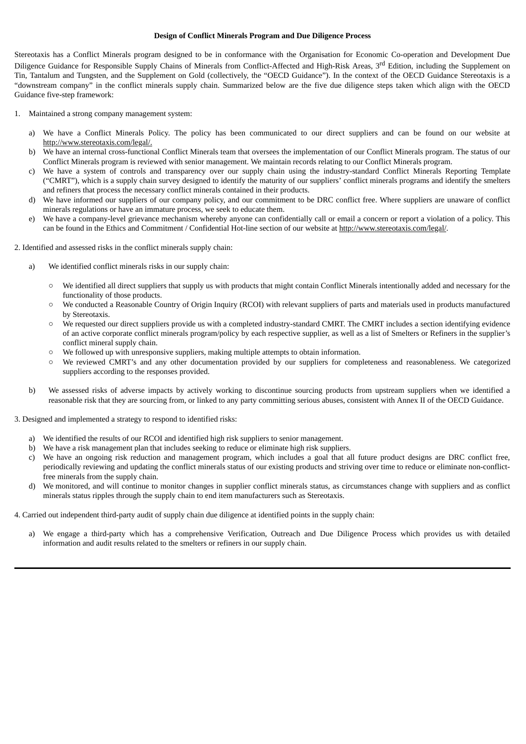**Design of Conflict Minerals Program and Due Diligence Process**

Stereotaxis has a Conflict Minerals program designed to be in conformance with the Organisation for Economic Co-operation and Development Due Diligence Guidance for Responsible Supply Chains of Minerals from Conflict-Affected and High-Risk Areas, 3rd Edition, including the Supplement on Tin, Tantalum and Tungsten, and the Supplement on Gold (collectively, the "OECD Guidance"). In the context of the OECD Guidance Stereotaxis is a "downstream company" in the conflict minerals supply chain. Summarized below are the five due diligence steps taken which align with the OECD Guidance five-step framework:

1. Maintained a strong company management system:

   a) We have a Conflict Minerals Policy. The policy has been communicated to our direct suppliers and can be found on our website at http://www.stereotaxis.com/legal/.
   
   b) We have an internal cross-functional Conflict Minerals team that oversees the implementation of our Conflict Minerals program. The status of our Conflict Minerals program is reviewed with senior management. We maintain records relating to our Conflict Minerals program.
   
   c) We have a system of controls and transparency over our supply chain using the industry-standard Conflict Minerals Reporting Template ("CMRT"), which is a supply chain survey designed to identify the maturity of our suppliers' conflict minerals programs and identify the smelters and refiners that process the necessary conflict minerals contained in their products.
   
   d) We have informed our suppliers of our company policy, and our commitment to be DRC conflict free. Where suppliers are unaware of conflict minerals regulations or have an immature process, we seek to educate them.
   
   e) We have a company-level grievance mechanism whereby anyone can confidentially call or email a concern or report a violation of a policy. This can be found in the Ethics and Commitment / Confidential Hot-line section of our website at http://www.stereotaxis.com/legal/.

2. Identified and assessed risks in the conflict minerals supply chain:

   a) We identified conflict minerals risks in our supply chain:

      - We identified all direct suppliers that supply us with products that might contain Conflict Minerals intentionally added and necessary for the functionality of those products.
      - We conducted a Reasonable Country of Origin Inquiry (RCOI) with relevant suppliers of parts and materials used in products manufactured by Stereotaxis.
      - We requested our direct suppliers provide us with a completed industry-standard CMRT. The CMRT includes a section identifying evidence of an active corporate conflict minerals program/policy by each respective supplier, as well as a list of Smelters or Refiners in the supplier's conflict mineral supply chain.
      - We followed up with unresponsive suppliers, making multiple attempts to obtain information.
      - We reviewed CMRT's and any other documentation provided by our suppliers for completeness and reasonableness. We categorized suppliers according to the responses provided.

   b) We assessed risks of adverse impacts by actively working to discontinue sourcing products from upstream suppliers when we identified a reasonable risk that they are sourcing from, or linked to any party committing serious abuses, consistent with Annex II of the OECD Guidance.

3. Designed and implemented a strategy to respond to identified risks:

   a) We identified the results of our RCOI and identified high risk suppliers to senior management.
   
   b) We have a risk management plan that includes seeking to reduce or eliminate high risk suppliers.
   
   c) We have an ongoing risk reduction and management program, which includes a goal that all future product designs are DRC conflict free, periodically reviewing and updating the conflict minerals status of our existing products and striving over time to reduce or eliminate non-conflict-free minerals from the supply chain.
   
   d) We monitored, and will continue to monitor changes in supplier conflict minerals status, as circumstances change with suppliers and as conflict minerals status ripples through the supply chain to end item manufacturers such as Stereotaxis.

4. Carried out independent third-party audit of supply chain due diligence at identified points in the supply chain:

   a) We engage a third-party which has a comprehensive Verification, Outreach and Due Diligence Process which provides us with detailed information and audit results related to the smelters or refiners in our supply chain.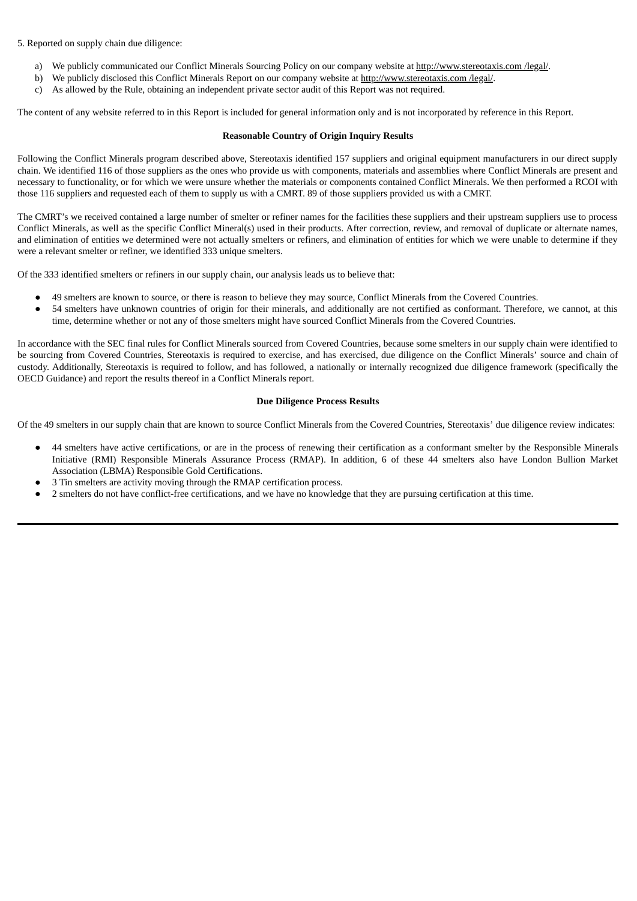5. Reported on supply chain due diligence:

a) We publicly communicated our Conflict Minerals Sourcing Policy on our company website at http://www.stereotaxis.com /legal/.
b) We publicly disclosed this Conflict Minerals Report on our company website at http://www.stereotaxis.com /legal/.
c) As allowed by the Rule, obtaining an independent private sector audit of this Report was not required.

The content of any website referred to in this Report is included for general information only and is not incorporated by reference in this Report.

**Reasonable Country of Origin Inquiry Results**

Following the Conflict Minerals program described above, Stereotaxis identified 157 suppliers and original equipment manufacturers in our direct supply chain. We identified 116 of those suppliers as the ones who provide us with components, materials and assemblies where Conflict Minerals are present and necessary to functionality, or for which we were unsure whether the materials or components contained Conflict Minerals. We then performed a RCOI with those 116 suppliers and requested each of them to supply us with a CMRT. 89 of those suppliers provided us with a CMRT.

The CMRT's we received contained a large number of smelter or refiner names for the facilities these suppliers and their upstream suppliers use to process Conflict Minerals, as well as the specific Conflict Mineral(s) used in their products. After correction, review, and removal of duplicate or alternate names, and elimination of entities we determined were not actually smelters or refiners, and elimination of entities for which we were unable to determine if they were a relevant smelter or refiner, we identified 333 unique smelters.

Of the 333 identified smelters or refiners in our supply chain, our analysis leads us to believe that:

- 49 smelters are known to source, or there is reason to believe they may source, Conflict Minerals from the Covered Countries.
- 54 smelters have unknown countries of origin for their minerals, and additionally are not certified as conformant. Therefore, we cannot, at this time, determine whether or not any of those smelters might have sourced Conflict Minerals from the Covered Countries.

In accordance with the SEC final rules for Conflict Minerals sourced from Covered Countries, because some smelters in our supply chain were identified to be sourcing from Covered Countries, Stereotaxis is required to exercise, and has exercised, due diligence on the Conflict Minerals' source and chain of custody. Additionally, Stereotaxis is required to follow, and has followed, a nationally or internally recognized due diligence framework (specifically the OECD Guidance) and report the results thereof in a Conflict Minerals report.

**Due Diligence Process Results**

Of the 49 smelters in our supply chain that are known to source Conflict Minerals from the Covered Countries, Stereotaxis' due diligence review indicates:

- 44 smelters have active certifications, or are in the process of renewing their certification as a conformant smelter by the Responsible Minerals Initiative (RMI) Responsible Minerals Assurance Process (RMAP). In addition, 6 of these 44 smelters also have London Bullion Market Association (LBMA) Responsible Gold Certifications.
- 3 Tin smelters are activity moving through the RMAP certification process.
- 2 smelters do not have conflict-free certifications, and we have no knowledge that they are pursuing certification at this time.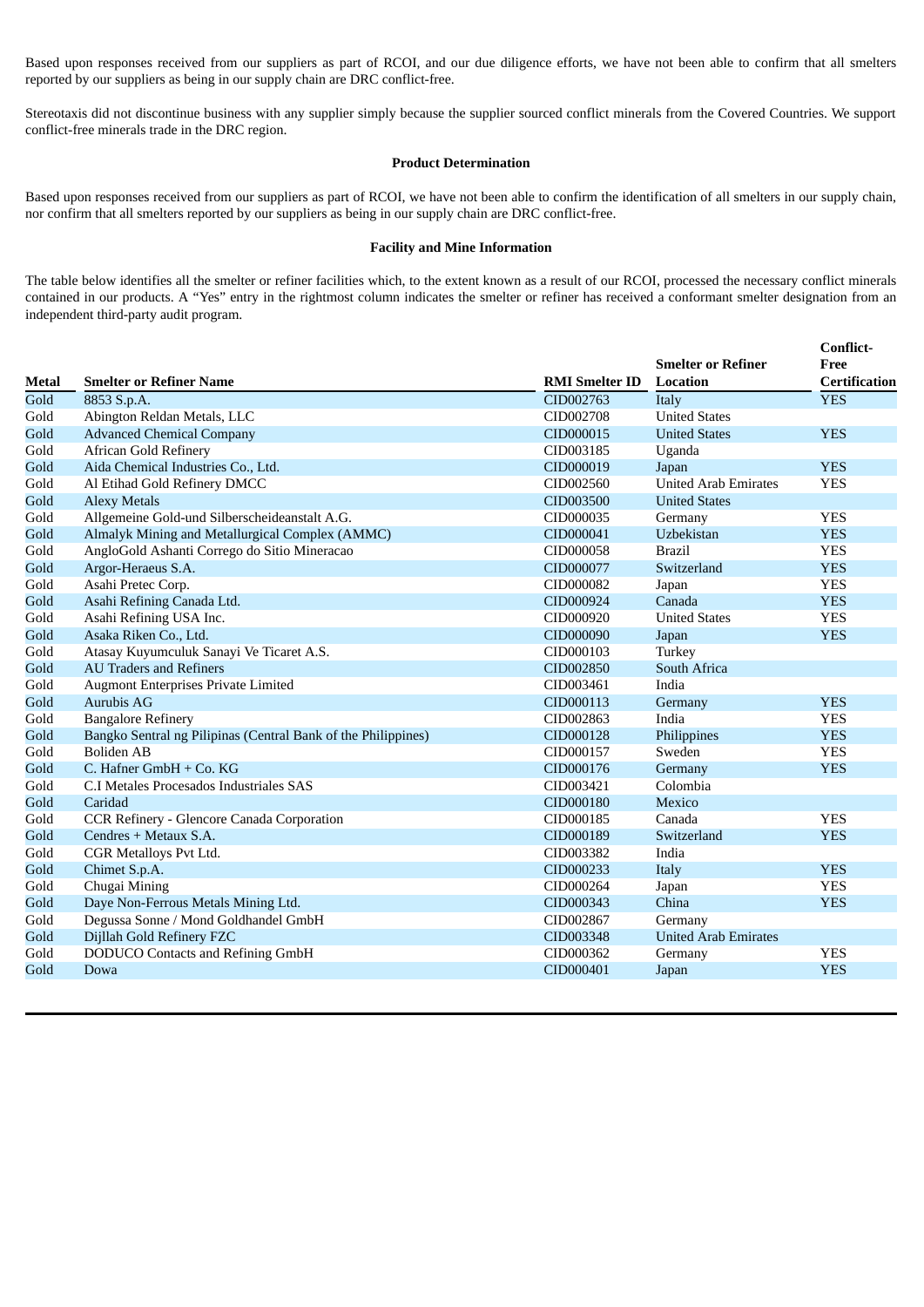Based upon responses received from our suppliers as part of RCOI, and our due diligence efforts, we have not been able to confirm that all smelters reported by our suppliers as being in our supply chain are DRC conflict-free.

Stereotaxis did not discontinue business with any supplier simply because the supplier sourced conflict minerals from the Covered Countries. We support conflict-free minerals trade in the DRC region.

**Product Determination**

Based upon responses received from our suppliers as part of RCOI, we have not been able to confirm the identification of all smelters in our supply chain, nor confirm that all smelters reported by our suppliers as being in our supply chain are DRC conflict-free.

**Facility and Mine Information**

The table below identifies all the smelter or refiner facilities which, to the extent known as a result of our RCOI, processed the necessary conflict minerals contained in our products. A "Yes" entry in the rightmost column indicates the smelter or refiner has received a conformant smelter designation from an independent third-party audit program.

| Metal | Smelter or Refiner Name | RMI Smelter ID | Smelter or Refiner Location | Conflict-Free Certification |
|---|---|---|---|---|
| Gold | 8853 S.p.A. | CID002763 | Italy | YES |
| Gold | Abington Reldan Metals, LLC | CID002708 | United States | |
| Gold | Advanced Chemical Company | CID000015 | United States | YES |
| Gold | African Gold Refinery | CID003185 | Uganda | |
| Gold | Aida Chemical Industries Co., Ltd. | CID000019 | Japan | YES |
| Gold | Al Etihad Gold Refinery DMCC | CID002560 | United Arab Emirates | YES |
| Gold | Alexy Metals | CID003500 | United States | |
| Gold | Allgemeine Gold-und Silberscheideanstalt A.G. | CID000035 | Germany | YES |
| Gold | Almalyk Mining and Metallurgical Complex (AMMC) | CID000041 | Uzbekistan | YES |
| Gold | AngloGold Ashanti Corrego do Sitio Mineracao | CID000058 | Brazil | YES |
| Gold | Argor-Heraeus S.A. | CID000077 | Switzerland | YES |
| Gold | Asahi Pretec Corp. | CID000082 | Japan | YES |
| Gold | Asahi Refining Canada Ltd. | CID000924 | Canada | YES |
| Gold | Asahi Refining USA Inc. | CID000920 | United States | YES |
| Gold | Asaka Riken Co., Ltd. | CID000090 | Japan | YES |
| Gold | Atasay Kuyumculuk Sanayi Ve Ticaret A.S. | CID000103 | Turkey | |
| Gold | AU Traders and Refiners | CID002850 | South Africa | |
| Gold | Augmont Enterprises Private Limited | CID003461 | India | |
| Gold | Aurubis AG | CID000113 | Germany | YES |
| Gold | Bangalore Refinery | CID002863 | India | YES |
| Gold | Bangko Sentral ng Pilipinas (Central Bank of the Philippines) | CID000128 | Philippines | YES |
| Gold | Boliden AB | CID000157 | Sweden | YES |
| Gold | C. Hafner GmbH + Co. KG | CID000176 | Germany | YES |
| Gold | C.I Metales Procesados Industriales SAS | CID003421 | Colombia | |
| Gold | Caridad | CID000180 | Mexico | |
| Gold | CCR Refinery - Glencore Canada Corporation | CID000185 | Canada | YES |
| Gold | Cendres + Metaux S.A. | CID000189 | Switzerland | YES |
| Gold | CGR Metalloys Pvt Ltd. | CID003382 | India | |
| Gold | Chimet S.p.A. | CID000233 | Italy | YES |
| Gold | Chugai Mining | CID000264 | Japan | YES |
| Gold | Daye Non-Ferrous Metals Mining Ltd. | CID000343 | China | YES |
| Gold | Degussa Sonne / Mond Goldhandel GmbH | CID002867 | Germany | |
| Gold | Dijllah Gold Refinery FZC | CID003348 | United Arab Emirates | |
| Gold | DODUCO Contacts and Refining GmbH | CID000362 | Germany | YES |
| Gold | Dowa | CID000401 | Japan | YES |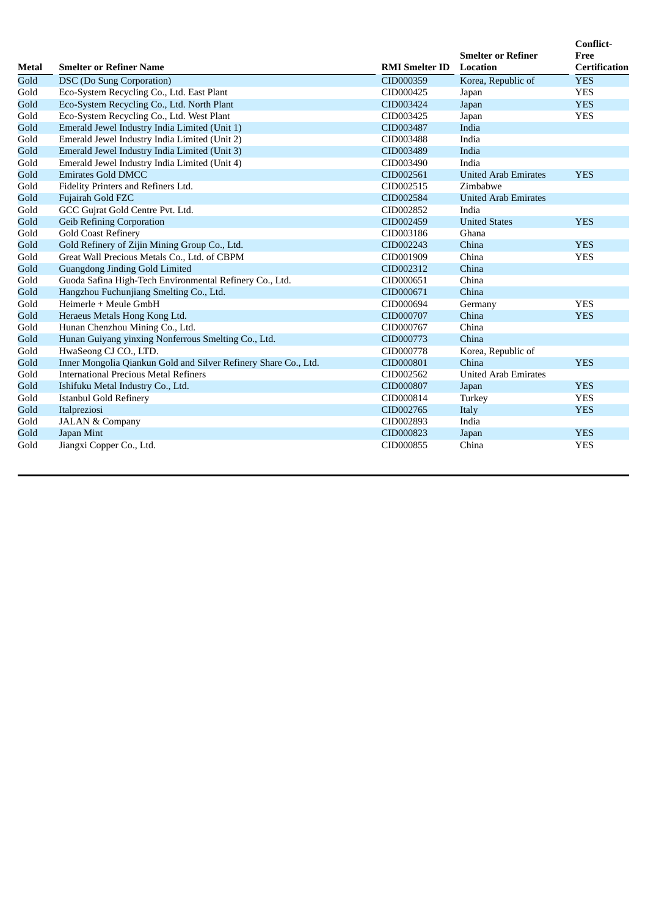| Metal | Smelter or Refiner Name | RMI Smelter ID | Smelter or Refiner Location | Conflict-Free Certification |
|---|---|---|---|---|
| Gold | DSC (Do Sung Corporation) | CID000359 | Korea, Republic of | YES |
| Gold | Eco-System Recycling Co., Ltd. East Plant | CID000425 | Japan | YES |
| Gold | Eco-System Recycling Co., Ltd. North Plant | CID003424 | Japan | YES |
| Gold | Eco-System Recycling Co., Ltd. West Plant | CID003425 | Japan | YES |
| Gold | Emerald Jewel Industry India Limited (Unit 1) | CID003487 | India | |
| Gold | Emerald Jewel Industry India Limited (Unit 2) | CID003488 | India | |
| Gold | Emerald Jewel Industry India Limited (Unit 3) | CID003489 | India | |
| Gold | Emerald Jewel Industry India Limited (Unit 4) | CID003490 | India | |
| Gold | Emirates Gold DMCC | CID002561 | United Arab Emirates | YES |
| Gold | Fidelity Printers and Refiners Ltd. | CID002515 | Zimbabwe | |
| Gold | Fujairah Gold FZC | CID002584 | United Arab Emirates | |
| Gold | GCC Gujrat Gold Centre Pvt. Ltd. | CID002852 | India | |
| Gold | Geib Refining Corporation | CID002459 | United States | YES |
| Gold | Gold Coast Refinery | CID003186 | Ghana | |
| Gold | Gold Refinery of Zijin Mining Group Co., Ltd. | CID002243 | China | YES |
| Gold | Great Wall Precious Metals Co., Ltd. of CBPM | CID001909 | China | YES |
| Gold | Guangdong Jinding Gold Limited | CID002312 | China | |
| Gold | Guoda Safina High-Tech Environmental Refinery Co., Ltd. | CID000651 | China | |
| Gold | Hangzhou Fuchunjiang Smelting Co., Ltd. | CID000671 | China | |
| Gold | Heimerle + Meule GmbH | CID000694 | Germany | YES |
| Gold | Heraeus Metals Hong Kong Ltd. | CID000707 | China | YES |
| Gold | Hunan Chenzhou Mining Co., Ltd. | CID000767 | China | |
| Gold | Hunan Guiyang yinxing Nonferrous Smelting Co., Ltd. | CID000773 | China | |
| Gold | HwaSeong CJ CO., LTD. | CID000778 | Korea, Republic of | |
| Gold | Inner Mongolia Qiankun Gold and Silver Refinery Share Co., Ltd. | CID000801 | China | YES |
| Gold | International Precious Metal Refiners | CID002562 | United Arab Emirates | |
| Gold | Ishifuku Metal Industry Co., Ltd. | CID000807 | Japan | YES |
| Gold | Istanbul Gold Refinery | CID000814 | Turkey | YES |
| Gold | Italpreziosi | CID002765 | Italy | YES |
| Gold | JALAN & Company | CID002893 | India | |
| Gold | Japan Mint | CID000823 | Japan | YES |
| Gold | Jiangxi Copper Co., Ltd. | CID000855 | China | YES |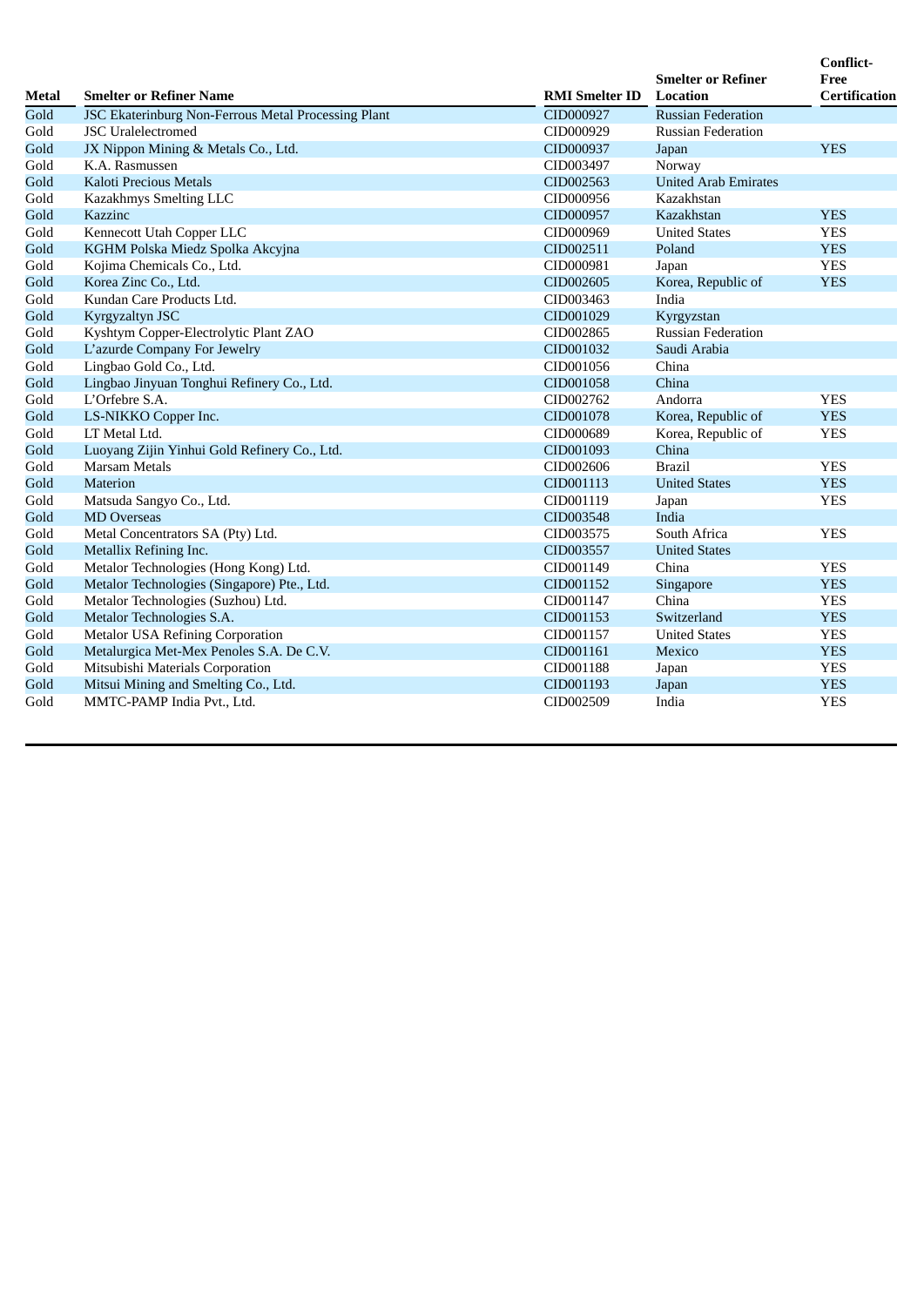| Metal | Smelter or Refiner Name | RMI Smelter ID | Smelter or Refiner Location | Conflict-Free Certification |
|---|---|---|---|---|
| Gold | JSC Ekaterinburg Non-Ferrous Metal Processing Plant | CID000927 | Russian Federation | |
| Gold | JSC Uralelectromed | CID000929 | Russian Federation | |
| Gold | JX Nippon Mining & Metals Co., Ltd. | CID000937 | Japan | YES |
| Gold | K.A. Rasmussen | CID003497 | Norway | |
| Gold | Kaloti Precious Metals | CID002563 | United Arab Emirates | |
| Gold | Kazakhmys Smelting LLC | CID000956 | Kazakhstan | |
| Gold | Kazzinc | CID000957 | Kazakhstan | YES |
| Gold | Kennecott Utah Copper LLC | CID000969 | United States | YES |
| Gold | KGHM Polska Miedz Spolka Akcyjna | CID002511 | Poland | YES |
| Gold | Kojima Chemicals Co., Ltd. | CID000981 | Japan | YES |
| Gold | Korea Zinc Co., Ltd. | CID002605 | Korea, Republic of | YES |
| Gold | Kundan Care Products Ltd. | CID003463 | India | |
| Gold | Kyrgyzaltyn JSC | CID001029 | Kyrgyzstan | |
| Gold | Kyshtym Copper-Electrolytic Plant ZAO | CID002865 | Russian Federation | |
| Gold | L'azurde Company For Jewelry | CID001032 | Saudi Arabia | |
| Gold | Lingbao Gold Co., Ltd. | CID001056 | China | |
| Gold | Lingbao Jinyuan Tonghui Refinery Co., Ltd. | CID001058 | China | |
| Gold | L'Orfebre S.A. | CID002762 | Andorra | YES |
| Gold | LS-NIKKO Copper Inc. | CID001078 | Korea, Republic of | YES |
| Gold | LT Metal Ltd. | CID000689 | Korea, Republic of | YES |
| Gold | Luoyang Zijin Yinhui Gold Refinery Co., Ltd. | CID001093 | China | |
| Gold | Marsam Metals | CID002606 | Brazil | YES |
| Gold | Materion | CID001113 | United States | YES |
| Gold | Matsuda Sangyo Co., Ltd. | CID001119 | Japan | YES |
| Gold | MD Overseas | CID003548 | India | |
| Gold | Metal Concentrators SA (Pty) Ltd. | CID003575 | South Africa | YES |
| Gold | Metallix Refining Inc. | CID003557 | United States | |
| Gold | Metalor Technologies (Hong Kong) Ltd. | CID001149 | China | YES |
| Gold | Metalor Technologies (Singapore) Pte., Ltd. | CID001152 | Singapore | YES |
| Gold | Metalor Technologies (Suzhou) Ltd. | CID001147 | China | YES |
| Gold | Metalor Technologies S.A. | CID001153 | Switzerland | YES |
| Gold | Metalor USA Refining Corporation | CID001157 | United States | YES |
| Gold | Metalurgica Met-Mex Penoles S.A. De C.V. | CID001161 | Mexico | YES |
| Gold | Mitsubishi Materials Corporation | CID001188 | Japan | YES |
| Gold | Mitsui Mining and Smelting Co., Ltd. | CID001193 | Japan | YES |
| Gold | MMTC-PAMP India Pvt., Ltd. | CID002509 | India | YES |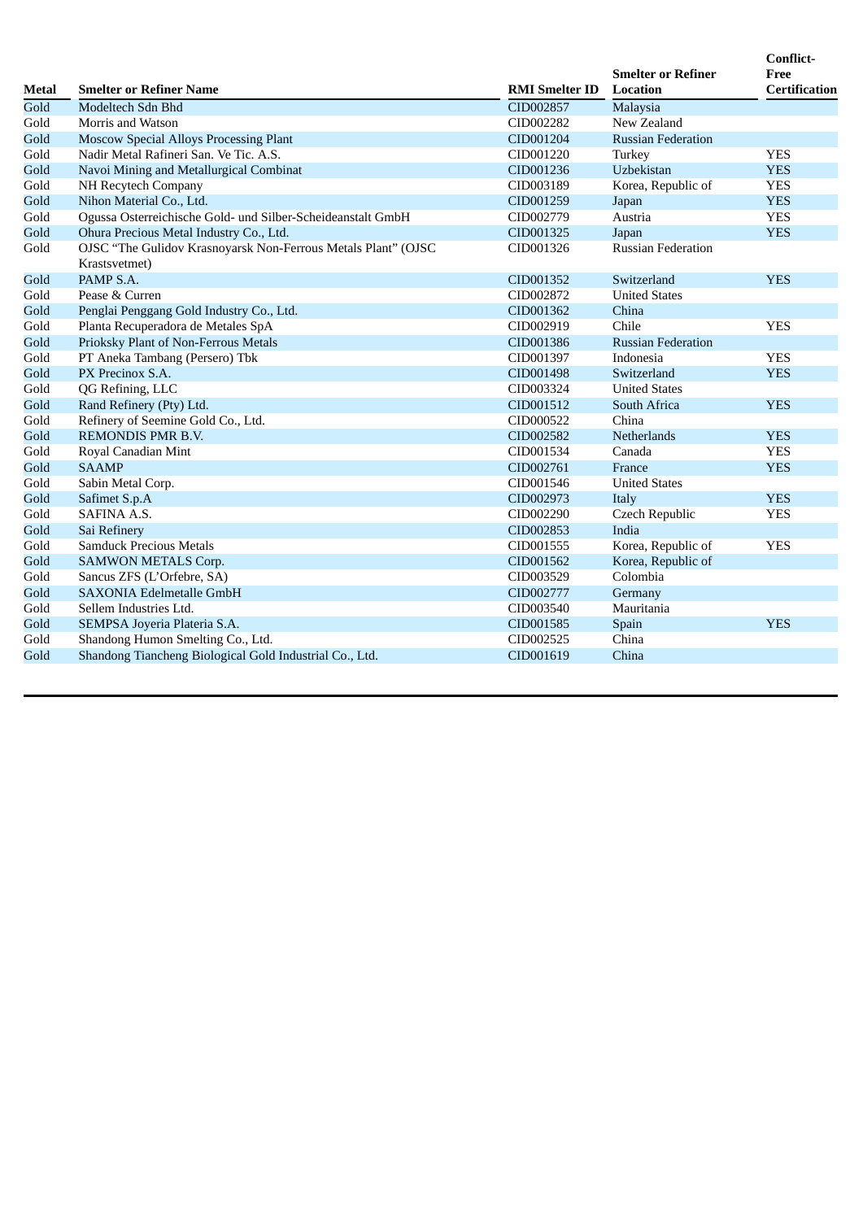| Metal | Smelter or Refiner Name | RMI Smelter ID | Smelter or Refiner Location | Conflict-Free Certification |
|---|---|---|---|---|
| Gold | Modeltech Sdn Bhd | CID002857 | Malaysia | |
| Gold | Morris and Watson | CID002282 | New Zealand | |
| Gold | Moscow Special Alloys Processing Plant | CID001204 | Russian Federation | |
| Gold | Nadir Metal Rafineri San. Ve Tic. A.S. | CID001220 | Turkey | YES |
| Gold | Navoi Mining and Metallurgical Combinat | CID001236 | Uzbekistan | YES |
| Gold | NH Recytech Company | CID003189 | Korea, Republic of | YES |
| Gold | Nihon Material Co., Ltd. | CID001259 | Japan | YES |
| Gold | Ogussa Osterreichische Gold- und Silber-Scheideanstalt GmbH | CID002779 | Austria | YES |
| Gold | Ohura Precious Metal Industry Co., Ltd. | CID001325 | Japan | YES |
| Gold | OJSC "The Gulidov Krasnoyarsk Non-Ferrous Metals Plant" (OJSC Krastsvetmet) | CID001326 | Russian Federation | |
| Gold | PAMP S.A. | CID001352 | Switzerland | YES |
| Gold | Pease & Curren | CID002872 | United States | |
| Gold | Penglai Penggang Gold Industry Co., Ltd. | CID001362 | China | |
| Gold | Planta Recuperadora de Metales SpA | CID002919 | Chile | YES |
| Gold | Prioksky Plant of Non-Ferrous Metals | CID001386 | Russian Federation | |
| Gold | PT Aneka Tambang (Persero) Tbk | CID001397 | Indonesia | YES |
| Gold | PX Precinox S.A. | CID001498 | Switzerland | YES |
| Gold | QG Refining, LLC | CID003324 | United States | |
| Gold | Rand Refinery (Pty) Ltd. | CID001512 | South Africa | YES |
| Gold | Refinery of Seemine Gold Co., Ltd. | CID000522 | China | |
| Gold | REMONDIS PMR B.V. | CID002582 | Netherlands | YES |
| Gold | Royal Canadian Mint | CID001534 | Canada | YES |
| Gold | SAAMP | CID002761 | France | YES |
| Gold | Sabin Metal Corp. | CID001546 | United States | |
| Gold | Safimet S.p.A | CID002973 | Italy | YES |
| Gold | SAFINA A.S. | CID002290 | Czech Republic | YES |
| Gold | Sai Refinery | CID002853 | India | |
| Gold | Samduck Precious Metals | CID001555 | Korea, Republic of | YES |
| Gold | SAMWON METALS Corp. | CID001562 | Korea, Republic of | |
| Gold | Sancus ZFS (L'Orfebre, SA) | CID003529 | Colombia | |
| Gold | SAXONIA Edelmetalle GmbH | CID002777 | Germany | |
| Gold | Sellem Industries Ltd. | CID003540 | Mauritania | |
| Gold | SEMPSA Joyeria Plateria S.A. | CID001585 | Spain | YES |
| Gold | Shandong Humon Smelting Co., Ltd. | CID002525 | China | |
| Gold | Shandong Tiancheng Biological Gold Industrial Co., Ltd. | CID001619 | China | |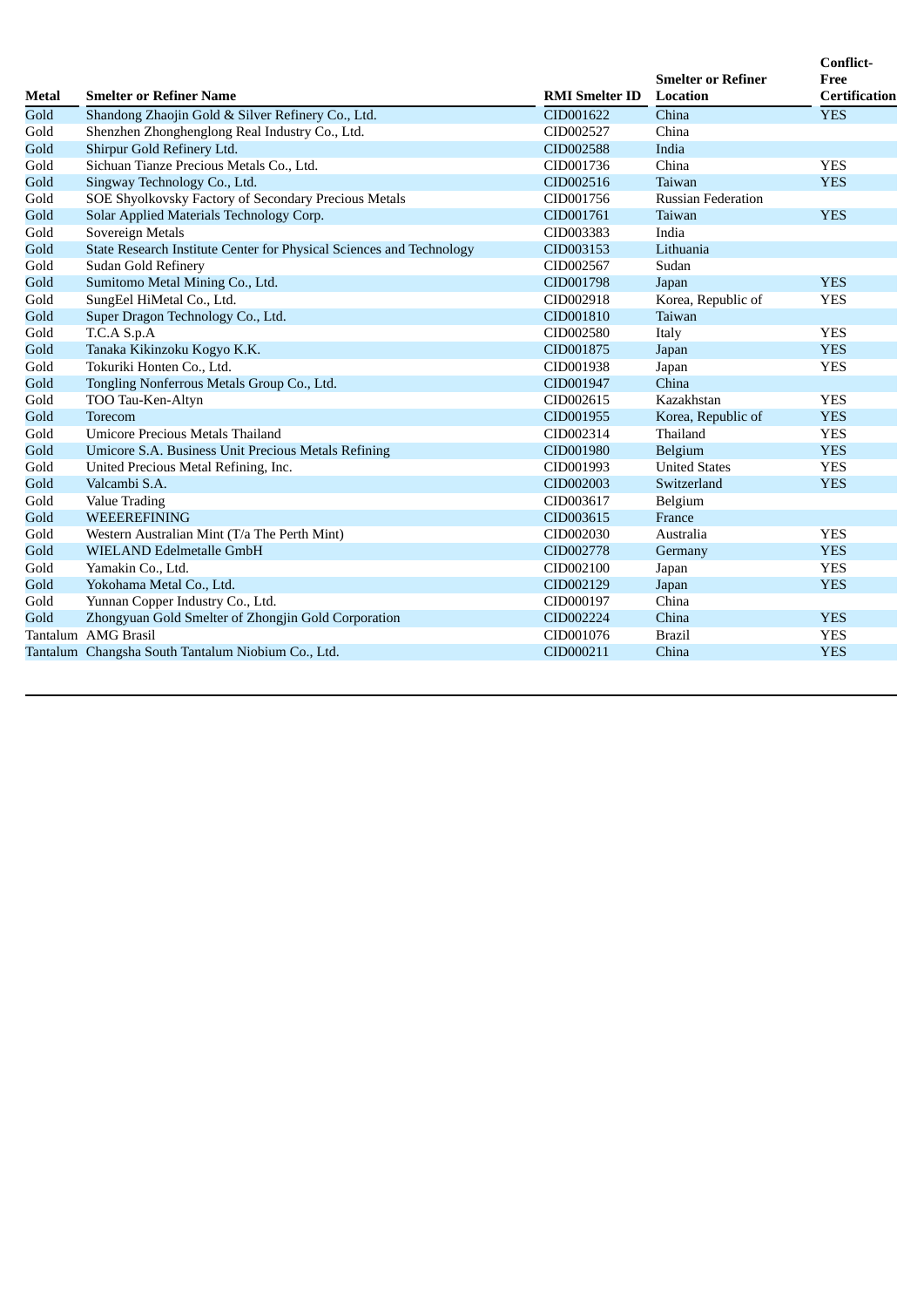| Metal | Smelter or Refiner Name | RMI Smelter ID | Smelter or Refiner Location | Conflict-Free Certification |
|---|---|---|---|---|
| Gold | Shandong Zhaojin Gold & Silver Refinery Co., Ltd. | CID001622 | China | YES |
| Gold | Shenzhen Zhonghenglong Real Industry Co., Ltd. | CID002527 | China | |
| Gold | Shirpur Gold Refinery Ltd. | CID002588 | India | |
| Gold | Sichuan Tianze Precious Metals Co., Ltd. | CID001736 | China | YES |
| Gold | Singway Technology Co., Ltd. | CID002516 | Taiwan | YES |
| Gold | SOE Shyolkovsky Factory of Secondary Precious Metals | CID001756 | Russian Federation | |
| Gold | Solar Applied Materials Technology Corp. | CID001761 | Taiwan | YES |
| Gold | Sovereign Metals | CID003383 | India | |
| Gold | State Research Institute Center for Physical Sciences and Technology | CID003153 | Lithuania | |
| Gold | Sudan Gold Refinery | CID002567 | Sudan | |
| Gold | Sumitomo Metal Mining Co., Ltd. | CID001798 | Japan | YES |
| Gold | SungEel HiMetal Co., Ltd. | CID002918 | Korea, Republic of | YES |
| Gold | Super Dragon Technology Co., Ltd. | CID001810 | Taiwan | |
| Gold | T.C.A S.p.A | CID002580 | Italy | YES |
| Gold | Tanaka Kikinzoku Kogyo K.K. | CID001875 | Japan | YES |
| Gold | Tokuriki Honten Co., Ltd. | CID001938 | Japan | YES |
| Gold | Tongling Nonferrous Metals Group Co., Ltd. | CID001947 | China | |
| Gold | TOO Tau-Ken-Altyn | CID002615 | Kazakhstan | YES |
| Gold | Torecom | CID001955 | Korea, Republic of | YES |
| Gold | Umicore Precious Metals Thailand | CID002314 | Thailand | YES |
| Gold | Umicore S.A. Business Unit Precious Metals Refining | CID001980 | Belgium | YES |
| Gold | United Precious Metal Refining, Inc. | CID001993 | United States | YES |
| Gold | Valcambi S.A. | CID002003 | Switzerland | YES |
| Gold | Value Trading | CID003617 | Belgium | |
| Gold | WEEEREFINING | CID003615 | France | |
| Gold | Western Australian Mint (T/a The Perth Mint) | CID002030 | Australia | YES |
| Gold | WIELAND Edelmetalle GmbH | CID002778 | Germany | YES |
| Gold | Yamakin Co., Ltd. | CID002100 | Japan | YES |
| Gold | Yokohama Metal Co., Ltd. | CID002129 | Japan | YES |
| Gold | Yunnan Copper Industry Co., Ltd. | CID000197 | China | |
| Gold | Zhongyuan Gold Smelter of Zhongjin Gold Corporation | CID002224 | China | YES |
| Tantalum | AMG Brasil | CID001076 | Brazil | YES |
| Tantalum | Changsha South Tantalum Niobium Co., Ltd. | CID000211 | China | YES |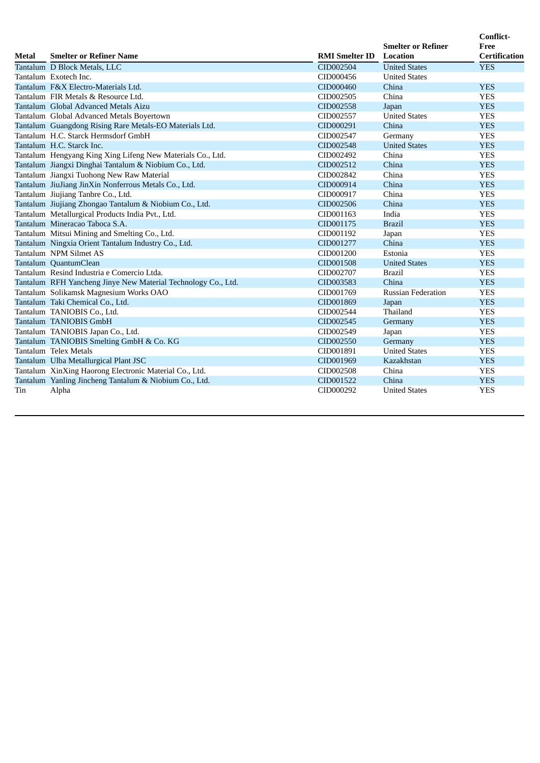| Metal | Smelter or Refiner Name | RMI Smelter ID | Smelter or Refiner Location | Conflict-Free Certification |
|---|---|---|---|---|
| Tantalum | D Block Metals, LLC | CID002504 | United States | YES |
| Tantalum | Exotech Inc. | CID000456 | United States | |
| Tantalum | F&X Electro-Materials Ltd. | CID000460 | China | YES |
| Tantalum | FIR Metals & Resource Ltd. | CID002505 | China | YES |
| Tantalum | Global Advanced Metals Aizu | CID002558 | Japan | YES |
| Tantalum | Global Advanced Metals Boyertown | CID002557 | United States | YES |
| Tantalum | Guangdong Rising Rare Metals-EO Materials Ltd. | CID000291 | China | YES |
| Tantalum | H.C. Starck Hermsdorf GmbH | CID002547 | Germany | YES |
| Tantalum | H.C. Starck Inc. | CID002548 | United States | YES |
| Tantalum | Hengyang King Xing Lifeng New Materials Co., Ltd. | CID002492 | China | YES |
| Tantalum | Jiangxi Dinghai Tantalum & Niobium Co., Ltd. | CID002512 | China | YES |
| Tantalum | Jiangxi Tuohong New Raw Material | CID002842 | China | YES |
| Tantalum | JiuJiang JinXin Nonferrous Metals Co., Ltd. | CID000914 | China | YES |
| Tantalum | Jiujiang Tanbre Co., Ltd. | CID000917 | China | YES |
| Tantalum | Jiujiang Zhongao Tantalum & Niobium Co., Ltd. | CID002506 | China | YES |
| Tantalum | Metallurgical Products India Pvt., Ltd. | CID001163 | India | YES |
| Tantalum | Mineracao Taboca S.A. | CID001175 | Brazil | YES |
| Tantalum | Mitsui Mining and Smelting Co., Ltd. | CID001192 | Japan | YES |
| Tantalum | Ningxia Orient Tantalum Industry Co., Ltd. | CID001277 | China | YES |
| Tantalum | NPM Silmet AS | CID001200 | Estonia | YES |
| Tantalum | QuantumClean | CID001508 | United States | YES |
| Tantalum | Resind Industria e Comercio Ltda. | CID002707 | Brazil | YES |
| Tantalum | RFH Yancheng Jinye New Material Technology Co., Ltd. | CID003583 | China | YES |
| Tantalum | Solikamsk Magnesium Works OAO | CID001769 | Russian Federation | YES |
| Tantalum | Taki Chemical Co., Ltd. | CID001869 | Japan | YES |
| Tantalum | TANIOBIS Co., Ltd. | CID002544 | Thailand | YES |
| Tantalum | TANIOBIS GmbH | CID002545 | Germany | YES |
| Tantalum | TANIOBIS Japan Co., Ltd. | CID002549 | Japan | YES |
| Tantalum | TANIOBIS Smelting GmbH & Co. KG | CID002550 | Germany | YES |
| Tantalum | Telex Metals | CID001891 | United States | YES |
| Tantalum | Ulba Metallurgical Plant JSC | CID001969 | Kazakhstan | YES |
| Tantalum | XinXing Haorong Electronic Material Co., Ltd. | CID002508 | China | YES |
| Tantalum | Yanling Jincheng Tantalum & Niobium Co., Ltd. | CID001522 | China | YES |
| Tin | Alpha | CID000292 | United States | YES |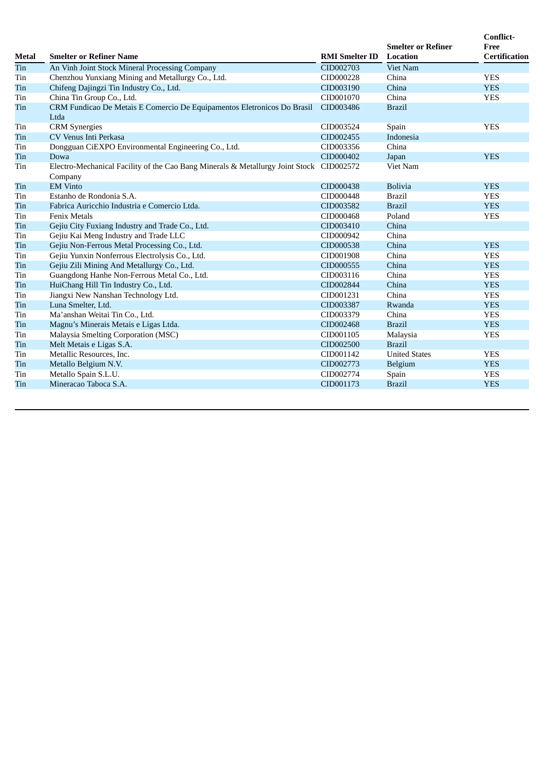| Metal | Smelter or Refiner Name | RMI Smelter ID | Smelter or Refiner Location | Conflict-Free Certification |
|---|---|---|---|---|
| Tin | An Vinh Joint Stock Mineral Processing Company | CID002703 | Viet Nam | |
| Tin | Chenzhou Yunxiang Mining and Metallurgy Co., Ltd. | CID000228 | China | YES |
| Tin | Chifeng Dajingzi Tin Industry Co., Ltd. | CID003190 | China | YES |
| Tin | China Tin Group Co., Ltd. | CID001070 | China | YES |
| Tin | CRM Fundicao De Metais E Comercio De Equipamentos Eletronicos Do Brasil Ltda | CID003486 | Brazil | |
| Tin | CRM Synergies | CID003524 | Spain | YES |
| Tin | CV Venus Inti Perkasa | CID002455 | Indonesia | |
| Tin | Dongguan CiEXPO Environmental Engineering Co., Ltd. | CID003356 | China | |
| Tin | Dowa | CID000402 | Japan | YES |
| Tin | Electro-Mechanical Facility of the Cao Bang Minerals & Metallurgy Joint Stock Company | CID002572 | Viet Nam | |
| Tin | EM Vinto | CID000438 | Bolivia | YES |
| Tin | Estanho de Rondonia S.A. | CID000448 | Brazil | YES |
| Tin | Fabrica Auricchio Industria e Comercio Ltda. | CID003582 | Brazil | YES |
| Tin | Fenix Metals | CID000468 | Poland | YES |
| Tin | Gejiu City Fuxiang Industry and Trade Co., Ltd. | CID003410 | China | |
| Tin | Gejiu Kai Meng Industry and Trade LLC | CID000942 | China | |
| Tin | Gejiu Non-Ferrous Metal Processing Co., Ltd. | CID000538 | China | YES |
| Tin | Gejiu Yunxin Nonferrous Electrolysis Co., Ltd. | CID001908 | China | YES |
| Tin | Gejiu Zili Mining And Metallurgy Co., Ltd. | CID000555 | China | YES |
| Tin | Guangdong Hanhe Non-Ferrous Metal Co., Ltd. | CID003116 | China | YES |
| Tin | HuiChang Hill Tin Industry Co., Ltd. | CID002844 | China | YES |
| Tin | Jiangxi New Nanshan Technology Ltd. | CID001231 | China | YES |
| Tin | Luna Smelter, Ltd. | CID003387 | Rwanda | YES |
| Tin | Ma'anshan Weitai Tin Co., Ltd. | CID003379 | China | YES |
| Tin | Magnu's Minerais Metais e Ligas Ltda. | CID002468 | Brazil | YES |
| Tin | Malaysia Smelting Corporation (MSC) | CID001105 | Malaysia | YES |
| Tin | Melt Metais e Ligas S.A. | CID002500 | Brazil | |
| Tin | Metallic Resources, Inc. | CID001142 | United States | YES |
| Tin | Metallo Belgium N.V. | CID002773 | Belgium | YES |
| Tin | Metallo Spain S.L.U. | CID002774 | Spain | YES |
| Tin | Mineracao Taboca S.A. | CID001173 | Brazil | YES |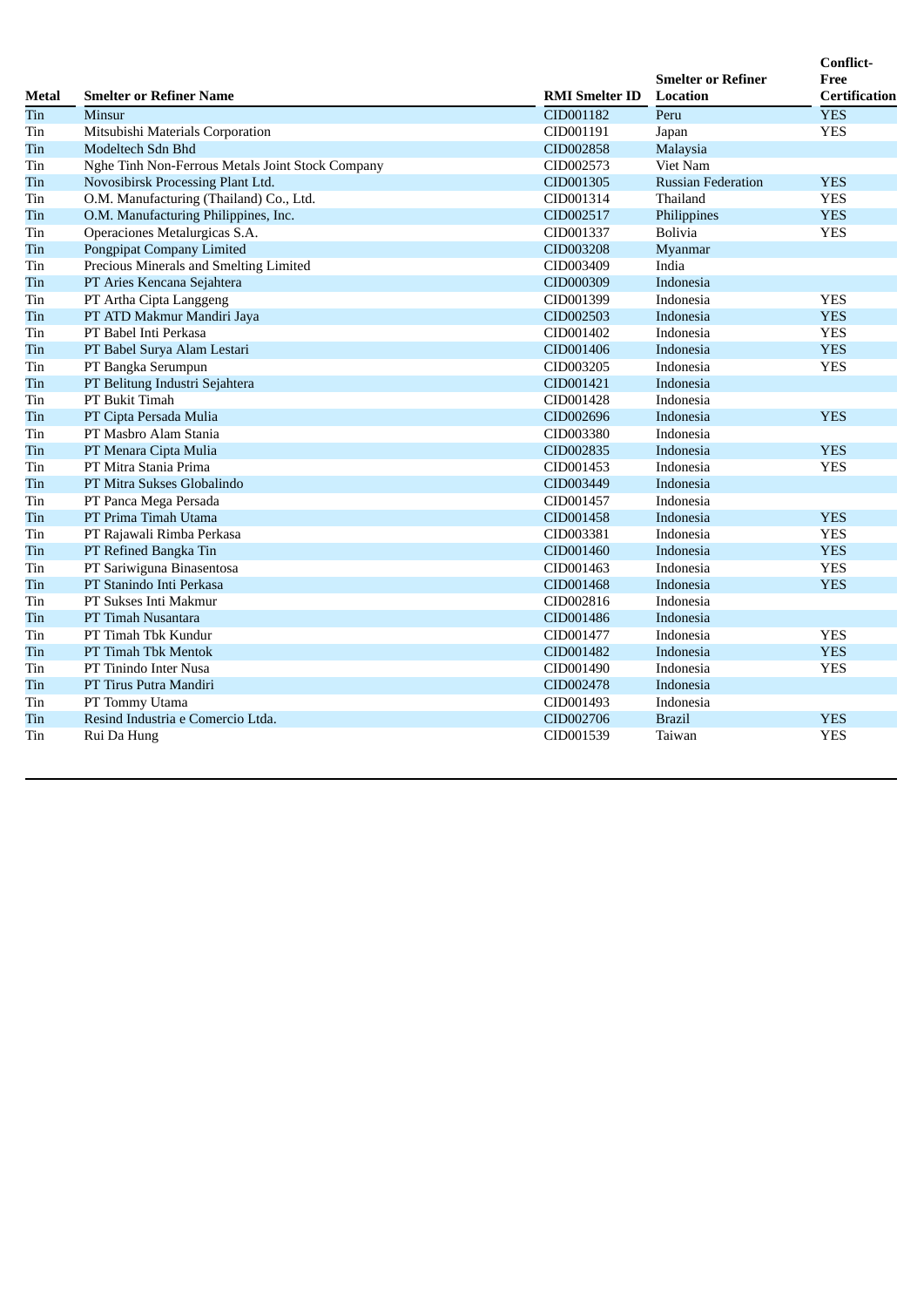| Metal | Smelter or Refiner Name | RMI Smelter ID | Smelter or Refiner Location | Conflict-Free Certification |
| --- | --- | --- | --- | --- |
| Tin | Minsur | CID001182 | Peru | YES |
| Tin | Mitsubishi Materials Corporation | CID001191 | Japan | YES |
| Tin | Modeltech Sdn Bhd | CID002858 | Malaysia | |
| Tin | Nghe Tinh Non-Ferrous Metals Joint Stock Company | CID002573 | Viet Nam | |
| Tin | Novosibirsk Processing Plant Ltd. | CID001305 | Russian Federation | YES |
| Tin | O.M. Manufacturing (Thailand) Co., Ltd. | CID001314 | Thailand | YES |
| Tin | O.M. Manufacturing Philippines, Inc. | CID002517 | Philippines | YES |
| Tin | Operaciones Metalurgicas S.A. | CID001337 | Bolivia | YES |
| Tin | Pongpipat Company Limited | CID003208 | Myanmar | |
| Tin | Precious Minerals and Smelting Limited | CID003409 | India | |
| Tin | PT Aries Kencana Sejahtera | CID000309 | Indonesia | |
| Tin | PT Artha Cipta Langgeng | CID001399 | Indonesia | YES |
| Tin | PT ATD Makmur Mandiri Jaya | CID002503 | Indonesia | YES |
| Tin | PT Babel Inti Perkasa | CID001402 | Indonesia | YES |
| Tin | PT Babel Surya Alam Lestari | CID001406 | Indonesia | YES |
| Tin | PT Bangka Serumpun | CID003205 | Indonesia | YES |
| Tin | PT Belitung Industri Sejahtera | CID001421 | Indonesia | |
| Tin | PT Bukit Timah | CID001428 | Indonesia | |
| Tin | PT Cipta Persada Mulia | CID002696 | Indonesia | YES |
| Tin | PT Masbro Alam Stania | CID003380 | Indonesia | |
| Tin | PT Menara Cipta Mulia | CID002835 | Indonesia | YES |
| Tin | PT Mitra Stania Prima | CID001453 | Indonesia | YES |
| Tin | PT Mitra Sukses Globalindo | CID003449 | Indonesia | |
| Tin | PT Panca Mega Persada | CID001457 | Indonesia | |
| Tin | PT Prima Timah Utama | CID001458 | Indonesia | YES |
| Tin | PT Rajawali Rimba Perkasa | CID003381 | Indonesia | YES |
| Tin | PT Refined Bangka Tin | CID001460 | Indonesia | YES |
| Tin | PT Sariwiguna Binasentosa | CID001463 | Indonesia | YES |
| Tin | PT Stanindo Inti Perkasa | CID001468 | Indonesia | YES |
| Tin | PT Sukses Inti Makmur | CID002816 | Indonesia | |
| Tin | PT Timah Nusantara | CID001486 | Indonesia | |
| Tin | PT Timah Tbk Kundur | CID001477 | Indonesia | YES |
| Tin | PT Timah Tbk Mentok | CID001482 | Indonesia | YES |
| Tin | PT Tinindo Inter Nusa | CID001490 | Indonesia | YES |
| Tin | PT Tirus Putra Mandiri | CID002478 | Indonesia | |
| Tin | PT Tommy Utama | CID001493 | Indonesia | |
| Tin | Resind Industria e Comercio Ltda. | CID002706 | Brazil | YES |
| Tin | Rui Da Hung | CID001539 | Taiwan | YES |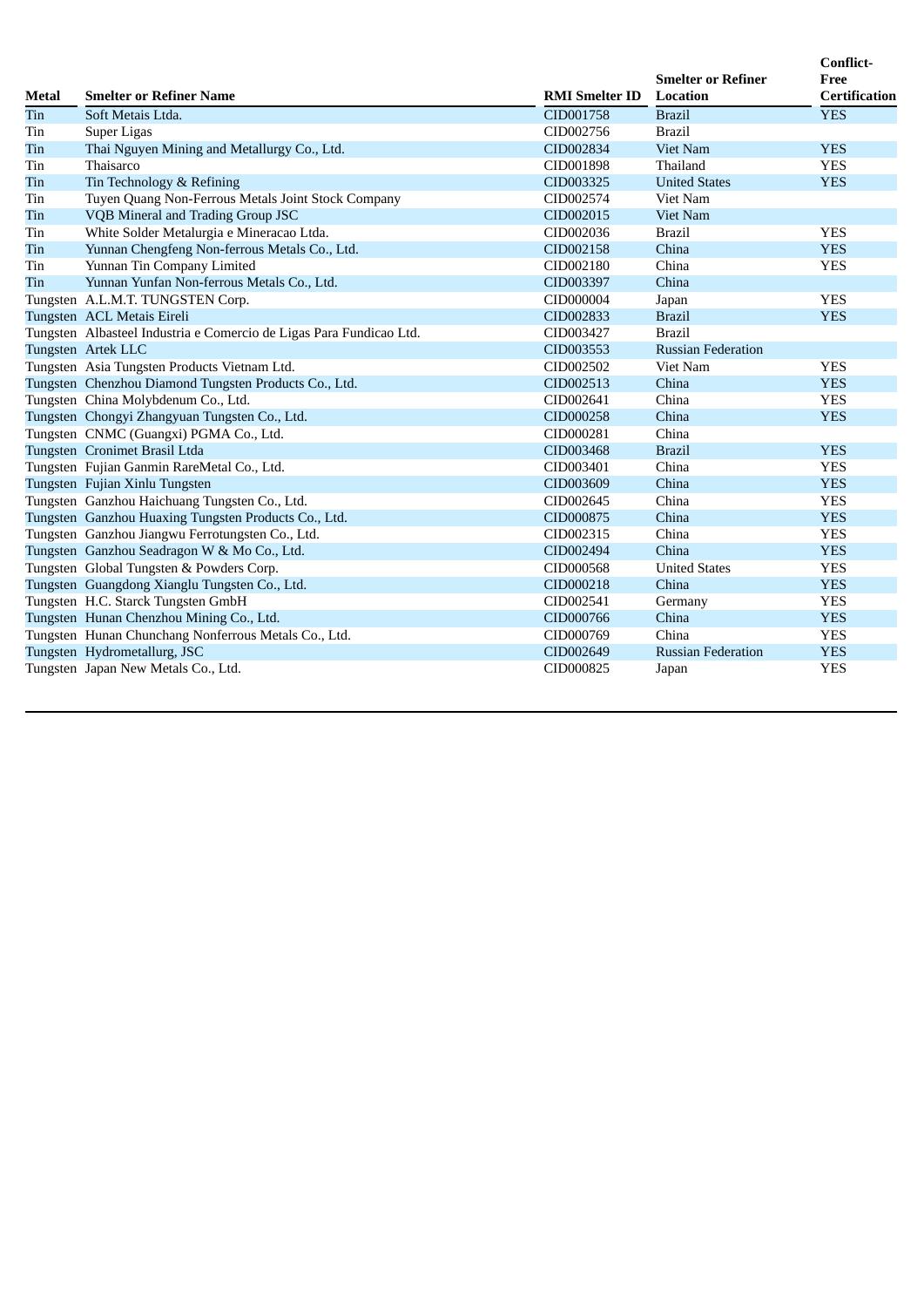| Metal | Smelter or Refiner Name | RMI Smelter ID | Smelter or Refiner Location | Conflict-Free Certification |
|---|---|---|---|---|
| Tin | Soft Metais Ltda. | CID001758 | Brazil | YES |
| Tin | Super Ligas | CID002756 | Brazil | |
| Tin | Thai Nguyen Mining and Metallurgy Co., Ltd. | CID002834 | Viet Nam | YES |
| Tin | Thaisarco | CID001898 | Thailand | YES |
| Tin | Tin Technology & Refining | CID003325 | United States | YES |
| Tin | Tuyen Quang Non-Ferrous Metals Joint Stock Company | CID002574 | Viet Nam | |
| Tin | VQB Mineral and Trading Group JSC | CID002015 | Viet Nam | |
| Tin | White Solder Metalurgia e Mineracao Ltda. | CID002036 | Brazil | YES |
| Tin | Yunnan Chengfeng Non-ferrous Metals Co., Ltd. | CID002158 | China | YES |
| Tin | Yunnan Tin Company Limited | CID002180 | China | YES |
| Tin | Yunnan Yunfan Non-ferrous Metals Co., Ltd. | CID003397 | China | |
| Tungsten | A.L.M.T. TUNGSTEN Corp. | CID000004 | Japan | YES |
| Tungsten | ACL Metais Eireli | CID002833 | Brazil | YES |
| Tungsten | Albasteel Industria e Comercio de Ligas Para Fundicao Ltd. | CID003427 | Brazil | |
| Tungsten | Artek LLC | CID003553 | Russian Federation | |
| Tungsten | Asia Tungsten Products Vietnam Ltd. | CID002502 | Viet Nam | YES |
| Tungsten | Chenzhou Diamond Tungsten Products Co., Ltd. | CID002513 | China | YES |
| Tungsten | China Molybdenum Co., Ltd. | CID002641 | China | YES |
| Tungsten | Chongyi Zhangyuan Tungsten Co., Ltd. | CID000258 | China | YES |
| Tungsten | CNMC (Guangxi) PGMA Co., Ltd. | CID000281 | China | |
| Tungsten | Cronimet Brasil Ltda | CID003468 | Brazil | YES |
| Tungsten | Fujian Ganmin RareMetal Co., Ltd. | CID003401 | China | YES |
| Tungsten | Fujian Xinlu Tungsten | CID003609 | China | YES |
| Tungsten | Ganzhou Haichuang Tungsten Co., Ltd. | CID002645 | China | YES |
| Tungsten | Ganzhou Huaxing Tungsten Products Co., Ltd. | CID000875 | China | YES |
| Tungsten | Ganzhou Jiangwu Ferrotungsten Co., Ltd. | CID002315 | China | YES |
| Tungsten | Ganzhou Seadragon W & Mo Co., Ltd. | CID002494 | China | YES |
| Tungsten | Global Tungsten & Powders Corp. | CID000568 | United States | YES |
| Tungsten | Guangdong Xianglu Tungsten Co., Ltd. | CID000218 | China | YES |
| Tungsten | H.C. Starck Tungsten GmbH | CID002541 | Germany | YES |
| Tungsten | Hunan Chenzhou Mining Co., Ltd. | CID000766 | China | YES |
| Tungsten | Hunan Chunchang Nonferrous Metals Co., Ltd. | CID000769 | China | YES |
| Tungsten | Hydrometallurg, JSC | CID002649 | Russian Federation | YES |
| Tungsten | Japan New Metals Co., Ltd. | CID000825 | Japan | YES |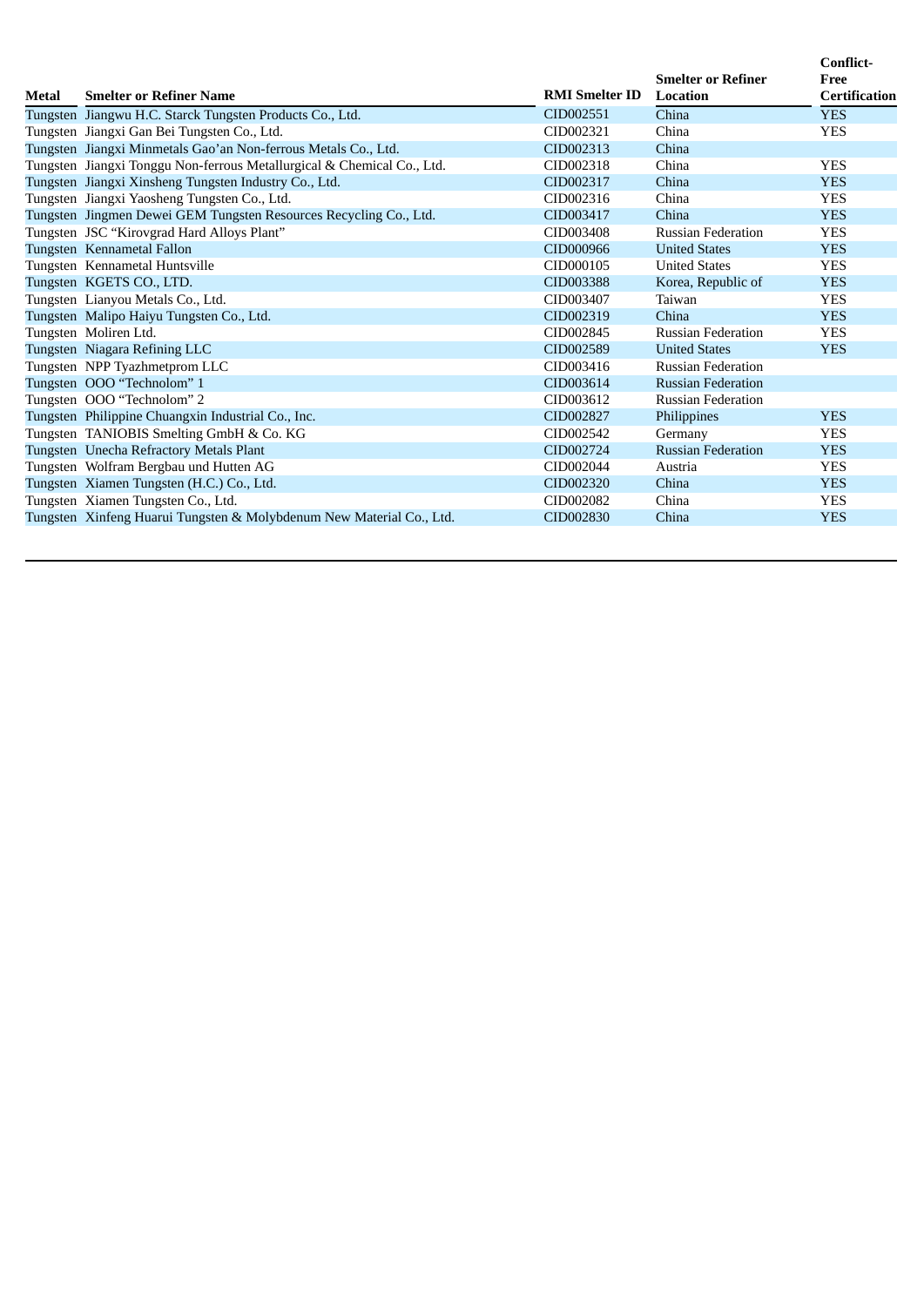| Metal | Smelter or Refiner Name | RMI Smelter ID | Smelter or Refiner Location | Conflict-Free Certification |
|---|---|---|---|---|
| Tungsten | Jiangwu H.C. Starck Tungsten Products Co., Ltd. | CID002551 | China | YES |
| Tungsten | Jiangxi Gan Bei Tungsten Co., Ltd. | CID002321 | China | YES |
| Tungsten | Jiangxi Minmetals Gao'an Non-ferrous Metals Co., Ltd. | CID002313 | China | |
| Tungsten | Jiangxi Tonggu Non-ferrous Metallurgical & Chemical Co., Ltd. | CID002318 | China | YES |
| Tungsten | Jiangxi Xinsheng Tungsten Industry Co., Ltd. | CID002317 | China | YES |
| Tungsten | Jiangxi Yaosheng Tungsten Co., Ltd. | CID002316 | China | YES |
| Tungsten | Jingmen Dewei GEM Tungsten Resources Recycling Co., Ltd. | CID003417 | China | YES |
| Tungsten | JSC "Kirovgrad Hard Alloys Plant" | CID003408 | Russian Federation | YES |
| Tungsten | Kennametal Fallon | CID000966 | United States | YES |
| Tungsten | Kennametal Huntsville | CID000105 | United States | YES |
| Tungsten | KGETS CO., LTD. | CID003388 | Korea, Republic of | YES |
| Tungsten | Lianyou Metals Co., Ltd. | CID003407 | Taiwan | YES |
| Tungsten | Malipo Haiyu Tungsten Co., Ltd. | CID002319 | China | YES |
| Tungsten | Moliren Ltd. | CID002845 | Russian Federation | YES |
| Tungsten | Niagara Refining LLC | CID002589 | United States | YES |
| Tungsten | NPP Tyazhmetprom LLC | CID003416 | Russian Federation | |
| Tungsten | OOO "Technolom" 1 | CID003614 | Russian Federation | |
| Tungsten | OOO "Technolom" 2 | CID003612 | Russian Federation | |
| Tungsten | Philippine Chuangxin Industrial Co., Inc. | CID002827 | Philippines | YES |
| Tungsten | TANIOBIS Smelting GmbH & Co. KG | CID002542 | Germany | YES |
| Tungsten | Unecha Refractory Metals Plant | CID002724 | Russian Federation | YES |
| Tungsten | Wolfram Bergbau und Hutten AG | CID002044 | Austria | YES |
| Tungsten | Xiamen Tungsten (H.C.) Co., Ltd. | CID002320 | China | YES |
| Tungsten | Xiamen Tungsten Co., Ltd. | CID002082 | China | YES |
| Tungsten | Xinfeng Huarui Tungsten & Molybdenum New Material Co., Ltd. | CID002830 | China | YES |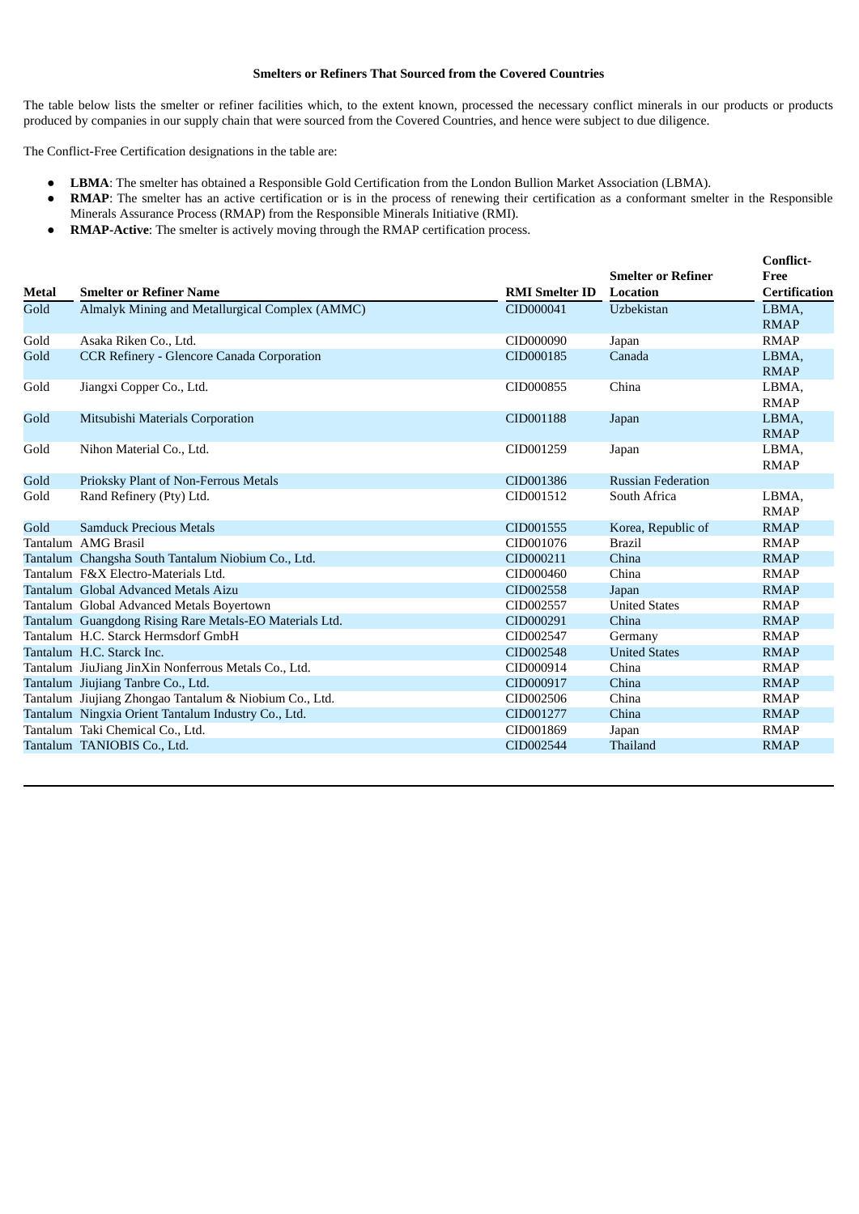**Smelters or Refiners That Sourced from the Covered Countries**

The table below lists the smelter or refiner facilities which, to the extent known, processed the necessary conflict minerals in our products or products produced by companies in our supply chain that were sourced from the Covered Countries, and hence were subject to due diligence.

The Conflict-Free Certification designations in the table are:

- **LBMA**: The smelter has obtained a Responsible Gold Certification from the London Bullion Market Association (LBMA).
- **RMAP**: The smelter has an active certification or is in the process of renewing their certification as a conformant smelter in the Responsible Minerals Assurance Process (RMAP) from the Responsible Minerals Initiative (RMI).
- **RMAP-Active**: The smelter is actively moving through the RMAP certification process.

| Metal | Smelter or Refiner Name | RMI Smelter ID | Smelter or Refiner Location | Conflict-Free Certification |
|---|---|---|---|---|
| Gold | Almalyk Mining and Metallurgical Complex (AMMC) | CID000041 | Uzbekistan | LBMA, RMAP |
| Gold | Asaka Riken Co., Ltd. | CID000090 | Japan | RMAP |
| Gold | CCR Refinery - Glencore Canada Corporation | CID000185 | Canada | LBMA, RMAP |
| Gold | Jiangxi Copper Co., Ltd. | CID000855 | China | LBMA, RMAP |
| Gold | Mitsubishi Materials Corporation | CID001188 | Japan | LBMA, RMAP |
| Gold | Nihon Material Co., Ltd. | CID001259 | Japan | LBMA, RMAP |
| Gold | Prioksky Plant of Non-Ferrous Metals | CID001386 | Russian Federation | |
| Gold | Rand Refinery (Pty) Ltd. | CID001512 | South Africa | LBMA, RMAP |
| Gold | Samduck Precious Metals | CID001555 | Korea, Republic of | RMAP |
| Tantalum | AMG Brasil | CID001076 | Brazil | RMAP |
| Tantalum | Changsha South Tantalum Niobium Co., Ltd. | CID000211 | China | RMAP |
| Tantalum | F&X Electro-Materials Ltd. | CID000460 | China | RMAP |
| Tantalum | Global Advanced Metals Aizu | CID002558 | Japan | RMAP |
| Tantalum | Global Advanced Metals Boyertown | CID002557 | United States | RMAP |
| Tantalum | Guangdong Rising Rare Metals-EO Materials Ltd. | CID000291 | China | RMAP |
| Tantalum | H.C. Starck Hermsdorf GmbH | CID002547 | Germany | RMAP |
| Tantalum | H.C. Starck Inc. | CID002548 | United States | RMAP |
| Tantalum | JiuJiang JinXin Nonferrous Metals Co., Ltd. | CID000914 | China | RMAP |
| Tantalum | Jiujiang Tanbre Co., Ltd. | CID000917 | China | RMAP |
| Tantalum | Jiujiang Zhongao Tantalum & Niobium Co., Ltd. | CID002506 | China | RMAP |
| Tantalum | Ningxia Orient Tantalum Industry Co., Ltd. | CID001277 | China | RMAP |
| Tantalum | Taki Chemical Co., Ltd. | CID001869 | Japan | RMAP |
| Tantalum | TANIOBIS Co., Ltd. | CID002544 | Thailand | RMAP |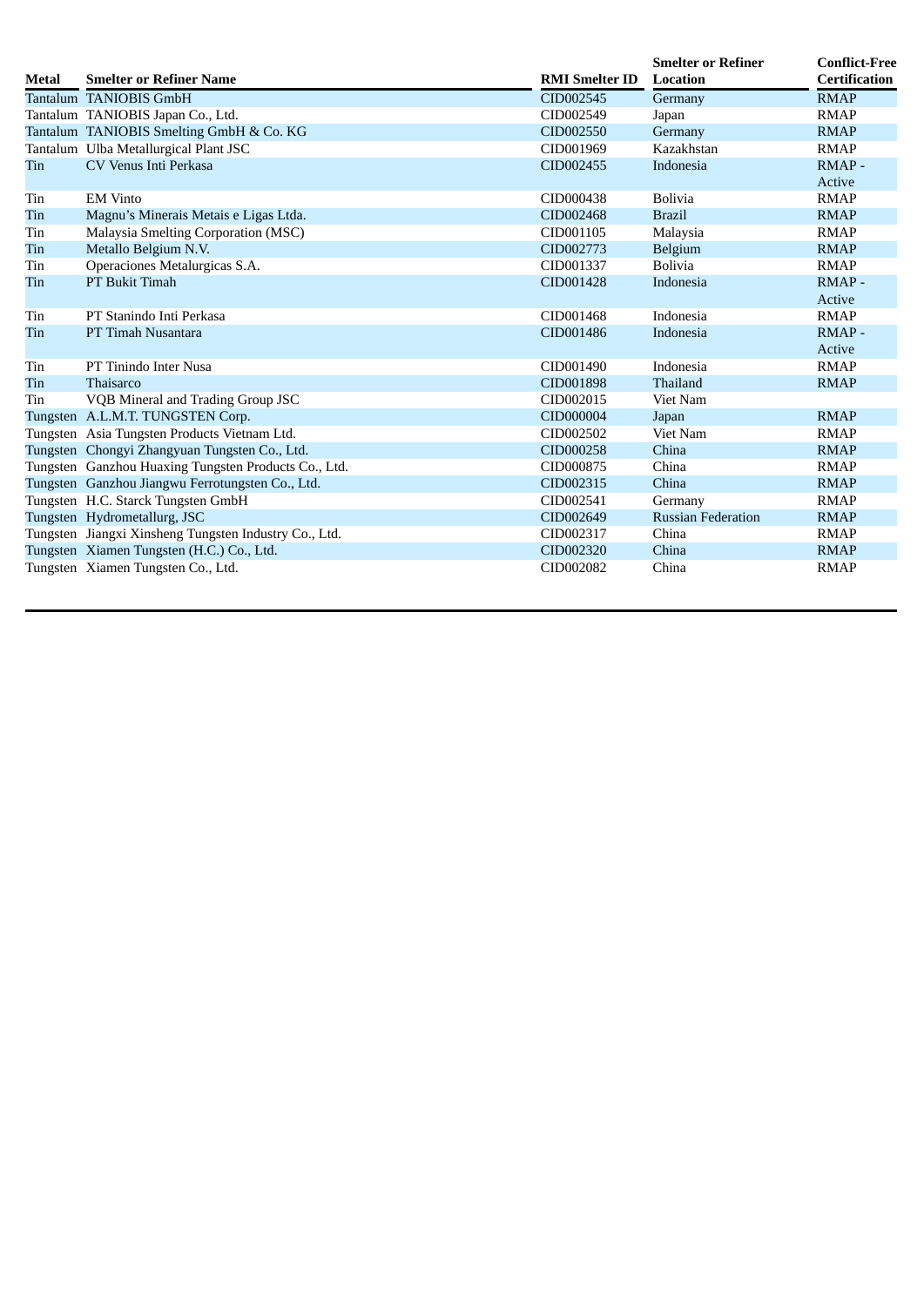| Metal | Smelter or Refiner Name | RMI Smelter ID | Smelter or Refiner Location | Conflict-Free Certification |
|---|---|---|---|---|
| Tantalum | TANIOBIS GmbH | CID002545 | Germany | RMAP |
| Tantalum | TANIOBIS Japan Co., Ltd. | CID002549 | Japan | RMAP |
| Tantalum | TANIOBIS Smelting GmbH & Co. KG | CID002550 | Germany | RMAP |
| Tantalum | Ulba Metallurgical Plant JSC | CID001969 | Kazakhstan | RMAP |
| Tin | CV Venus Inti Perkasa | CID002455 | Indonesia | RMAP - Active |
| Tin | EM Vinto | CID000438 | Bolivia | RMAP |
| Tin | Magnu's Minerais Metais e Ligas Ltda. | CID002468 | Brazil | RMAP |
| Tin | Malaysia Smelting Corporation (MSC) | CID001105 | Malaysia | RMAP |
| Tin | Metallo Belgium N.V. | CID002773 | Belgium | RMAP |
| Tin | Operaciones Metalurgicas S.A. | CID001337 | Bolivia | RMAP |
| Tin | PT Bukit Timah | CID001428 | Indonesia | RMAP - Active |
| Tin | PT Stanindo Inti Perkasa | CID001468 | Indonesia | RMAP |
| Tin | PT Timah Nusantara | CID001486 | Indonesia | RMAP - Active |
| Tin | PT Tinindo Inter Nusa | CID001490 | Indonesia | RMAP |
| Tin | Thaisarco | CID001898 | Thailand | RMAP |
| Tin | VQB Mineral and Trading Group JSC | CID002015 | Viet Nam | |
| Tungsten | A.L.M.T. TUNGSTEN Corp. | CID000004 | Japan | RMAP |
| Tungsten | Asia Tungsten Products Vietnam Ltd. | CID002502 | Viet Nam | RMAP |
| Tungsten | Chongyi Zhangyuan Tungsten Co., Ltd. | CID000258 | China | RMAP |
| Tungsten | Ganzhou Huaxing Tungsten Products Co., Ltd. | CID000875 | China | RMAP |
| Tungsten | Ganzhou Jiangwu Ferrotungsten Co., Ltd. | CID002315 | China | RMAP |
| Tungsten | H.C. Starck Tungsten GmbH | CID002541 | Germany | RMAP |
| Tungsten | Hydrometallurg, JSC | CID002649 | Russian Federation | RMAP |
| Tungsten | Jiangxi Xinsheng Tungsten Industry Co., Ltd. | CID002317 | China | RMAP |
| Tungsten | Xiamen Tungsten (H.C.) Co., Ltd. | CID002320 | China | RMAP |
| Tungsten | Xiamen Tungsten Co., Ltd. | CID002082 | China | RMAP |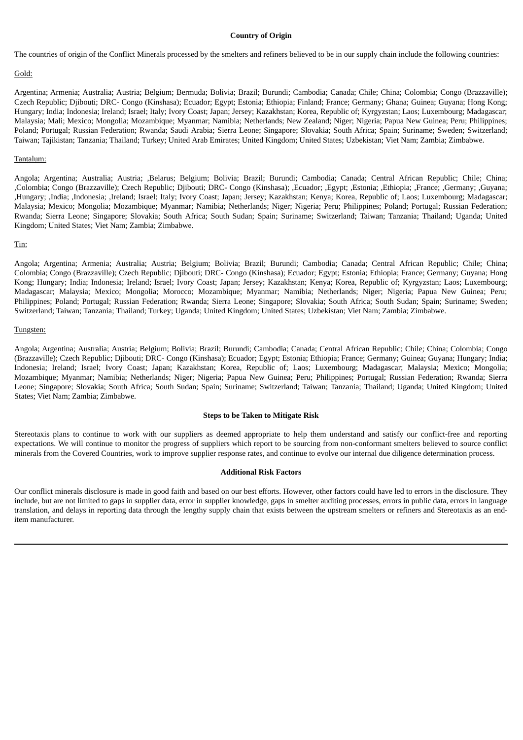### Country of Origin

The countries of origin of the Conflict Minerals processed by the smelters and refiners believed to be in our supply chain include the following countries:

Gold:

Argentina; Armenia; Australia; Austria; Belgium; Bermuda; Bolivia; Brazil; Burundi; Cambodia; Canada; Chile; China; Colombia; Congo (Brazzaville); Czech Republic; Djibouti; DRC- Congo (Kinshasa); Ecuador; Egypt; Estonia; Ethiopia; Finland; France; Germany; Ghana; Guinea; Guyana; Hong Kong; Hungary; India; Indonesia; Ireland; Israel; Italy; Ivory Coast; Japan; Jersey; Kazakhstan; Korea, Republic of; Kyrgyzstan; Laos; Luxembourg; Madagascar; Malaysia; Mali; Mexico; Mongolia; Mozambique; Myanmar; Namibia; Netherlands; New Zealand; Niger; Nigeria; Papua New Guinea; Peru; Philippines; Poland; Portugal; Russian Federation; Rwanda; Saudi Arabia; Sierra Leone; Singapore; Slovakia; South Africa; Spain; Suriname; Sweden; Switzerland; Taiwan; Tajikistan; Tanzania; Thailand; Turkey; United Arab Emirates; United Kingdom; United States; Uzbekistan; Viet Nam; Zambia; Zimbabwe.

Tantalum:

Angola; Argentina; Australia; Austria; ,Belarus; Belgium; Bolivia; Brazil; Burundi; Cambodia; Canada; Central African Republic; Chile; China; ,Colombia; Congo (Brazzaville); Czech Republic; Djibouti; DRC- Congo (Kinshasa); ,Ecuador; ,Egypt; ,Estonia; ,Ethiopia; ,France; ,Germany; ,Guyana; ,Hungary; ,India; ,Indonesia; ,Ireland; Israel; Italy; Ivory Coast; Japan; Jersey; Kazakhstan; Kenya; Korea, Republic of; Laos; Luxembourg; Madagascar; Malaysia; Mexico; Mongolia; Mozambique; Myanmar; Namibia; Netherlands; Niger; Nigeria; Peru; Philippines; Poland; Portugal; Russian Federation; Rwanda; Sierra Leone; Singapore; Slovakia; South Africa; South Sudan; Spain; Suriname; Switzerland; Taiwan; Tanzania; Thailand; Uganda; United Kingdom; United States; Viet Nam; Zambia; Zimbabwe.

Tin:

Angola; Argentina; Armenia; Australia; Austria; Belgium; Bolivia; Brazil; Burundi; Cambodia; Canada; Central African Republic; Chile; China; Colombia; Congo (Brazzaville); Czech Republic; Djibouti; DRC- Congo (Kinshasa); Ecuador; Egypt; Estonia; Ethiopia; France; Germany; Guyana; Hong Kong; Hungary; India; Indonesia; Ireland; Israel; Ivory Coast; Japan; Jersey; Kazakhstan; Kenya; Korea, Republic of; Kyrgyzstan; Laos; Luxembourg; Madagascar; Malaysia; Mexico; Mongolia; Morocco; Mozambique; Myanmar; Namibia; Netherlands; Niger; Nigeria; Papua New Guinea; Peru; Philippines; Poland; Portugal; Russian Federation; Rwanda; Sierra Leone; Singapore; Slovakia; South Africa; South Sudan; Spain; Suriname; Sweden; Switzerland; Taiwan; Tanzania; Thailand; Turkey; Uganda; United Kingdom; United States; Uzbekistan; Viet Nam; Zambia; Zimbabwe.

Tungsten:

Angola; Argentina; Australia; Austria; Belgium; Bolivia; Brazil; Burundi; Cambodia; Canada; Central African Republic; Chile; China; Colombia; Congo (Brazzaville); Czech Republic; Djibouti; DRC- Congo (Kinshasa); Ecuador; Egypt; Estonia; Ethiopia; France; Germany; Guinea; Guyana; Hungary; India; Indonesia; Ireland; Israel; Ivory Coast; Japan; Kazakhstan; Korea, Republic of; Laos; Luxembourg; Madagascar; Malaysia; Mexico; Mongolia; Mozambique; Myanmar; Namibia; Netherlands; Niger; Nigeria; Papua New Guinea; Peru; Philippines; Portugal; Russian Federation; Rwanda; Sierra Leone; Singapore; Slovakia; South Africa; South Sudan; Spain; Suriname; Switzerland; Taiwan; Tanzania; Thailand; Uganda; United Kingdom; United States; Viet Nam; Zambia; Zimbabwe.

### Steps to be Taken to Mitigate Risk

Stereotaxis plans to continue to work with our suppliers as deemed appropriate to help them understand and satisfy our conflict-free and reporting expectations. We will continue to monitor the progress of suppliers which report to be sourcing from non-conformant smelters believed to source conflict minerals from the Covered Countries, work to improve supplier response rates, and continue to evolve our internal due diligence determination process.

### Additional Risk Factors

Our conflict minerals disclosure is made in good faith and based on our best efforts. However, other factors could have led to errors in the disclosure. They include, but are not limited to gaps in supplier data, error in supplier knowledge, gaps in smelter auditing processes, errors in public data, errors in language translation, and delays in reporting data through the lengthy supply chain that exists between the upstream smelters or refiners and Stereotaxis as an end-item manufacturer.